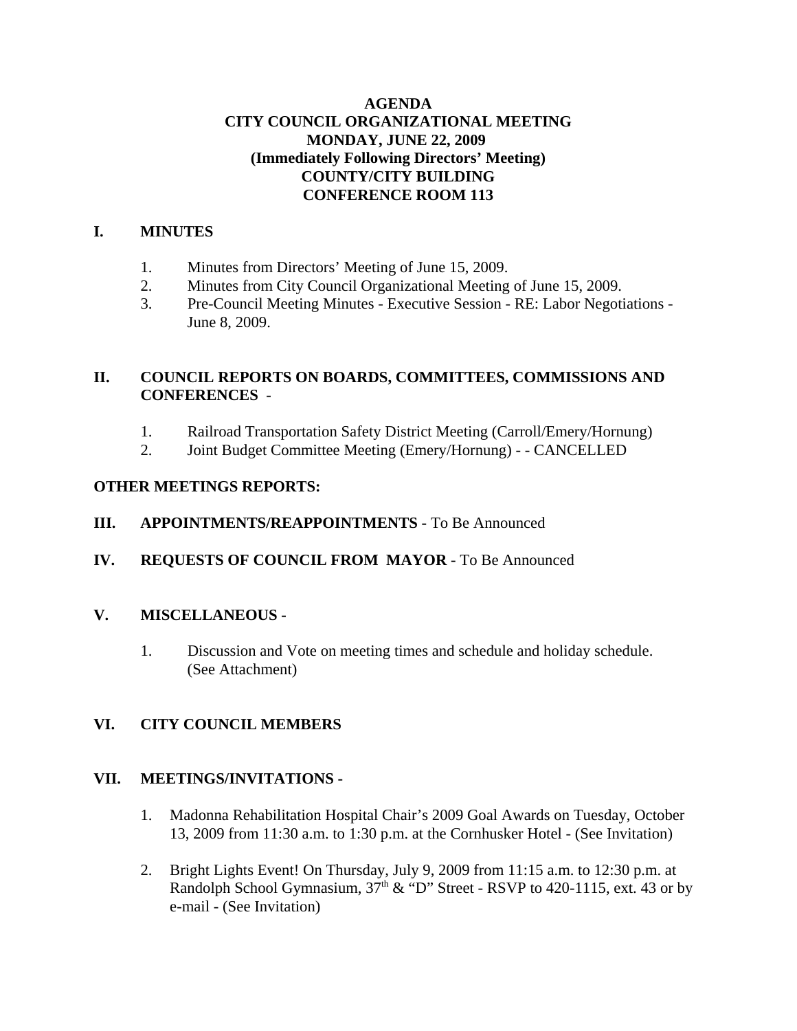# AGENDA
## CITY COUNCIL ORGANIZATIONAL MEETING
## MONDAY, JUNE 22, 2009
## (Immediately Following Directors' Meeting)
## COUNTY/CITY BUILDING
## CONFERENCE ROOM 113

## I. MINUTES

1. Minutes from Directors' Meeting of June 15, 2009.
2. Minutes from City Council Organizational Meeting of June 15, 2009.
3. Pre-Council Meeting Minutes - Executive Session - RE: Labor Negotiations - June 8, 2009.

## II. COUNCIL REPORTS ON BOARDS, COMMITTEES, COMMISSIONS AND CONFERENCES -

1. Railroad Transportation Safety District Meeting (Carroll/Emery/Hornung)
2. Joint Budget Committee Meeting (Emery/Hornung) - - CANCELLED

**OTHER MEETINGS REPORTS:**

## III. APPOINTMENTS/REAPPOINTMENTS - To Be Announced

## IV. REQUESTS OF COUNCIL FROM MAYOR - To Be Announced

## V. MISCELLANEOUS -

1. Discussion and Vote on meeting times and schedule and holiday schedule. (See Attachment)

## VI. CITY COUNCIL MEMBERS

## VII. MEETINGS/INVITATIONS -

1. Madonna Rehabilitation Hospital Chair's 2009 Goal Awards on Tuesday, October 13, 2009 from 11:30 a.m. to 1:30 p.m. at the Cornhusker Hotel - (See Invitation)

2. Bright Lights Event! On Thursday, July 9, 2009 from 11:15 a.m. to 12:30 p.m. at Randolph School Gymnasium, 37th & "D" Street - RSVP to 420-1115, ext. 43 or by e-mail - (See Invitation)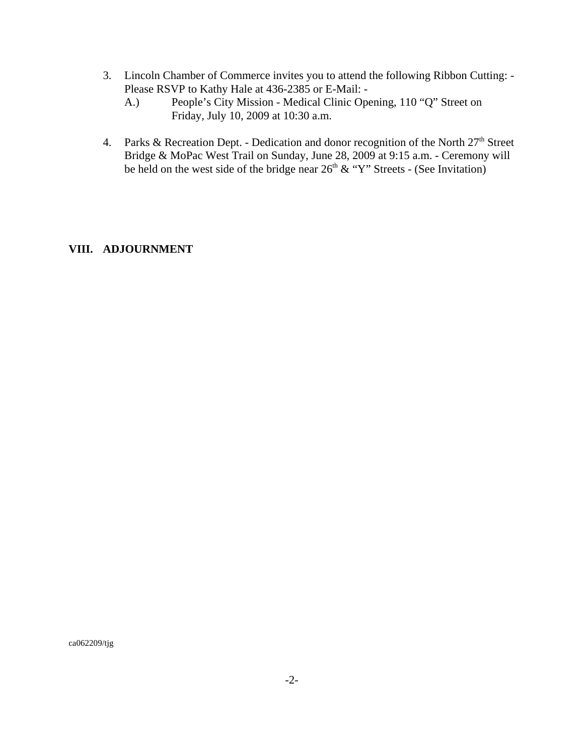3. Lincoln Chamber of Commerce invites you to attend the following Ribbon Cutting: - Please RSVP to Kathy Hale at 436-2385 or E-Mail: -
   A.) People's City Mission - Medical Clinic Opening, 110 "Q" Street on Friday, July 10, 2009 at 10:30 a.m.

4. Parks & Recreation Dept. - Dedication and donor recognition of the North 27th Street Bridge & MoPac West Trail on Sunday, June 28, 2009 at 9:15 a.m. - Ceremony will be held on the west side of the bridge near 26th & "Y" Streets - (See Invitation)

## VIII. ADJOURNMENT

ca062209/tjg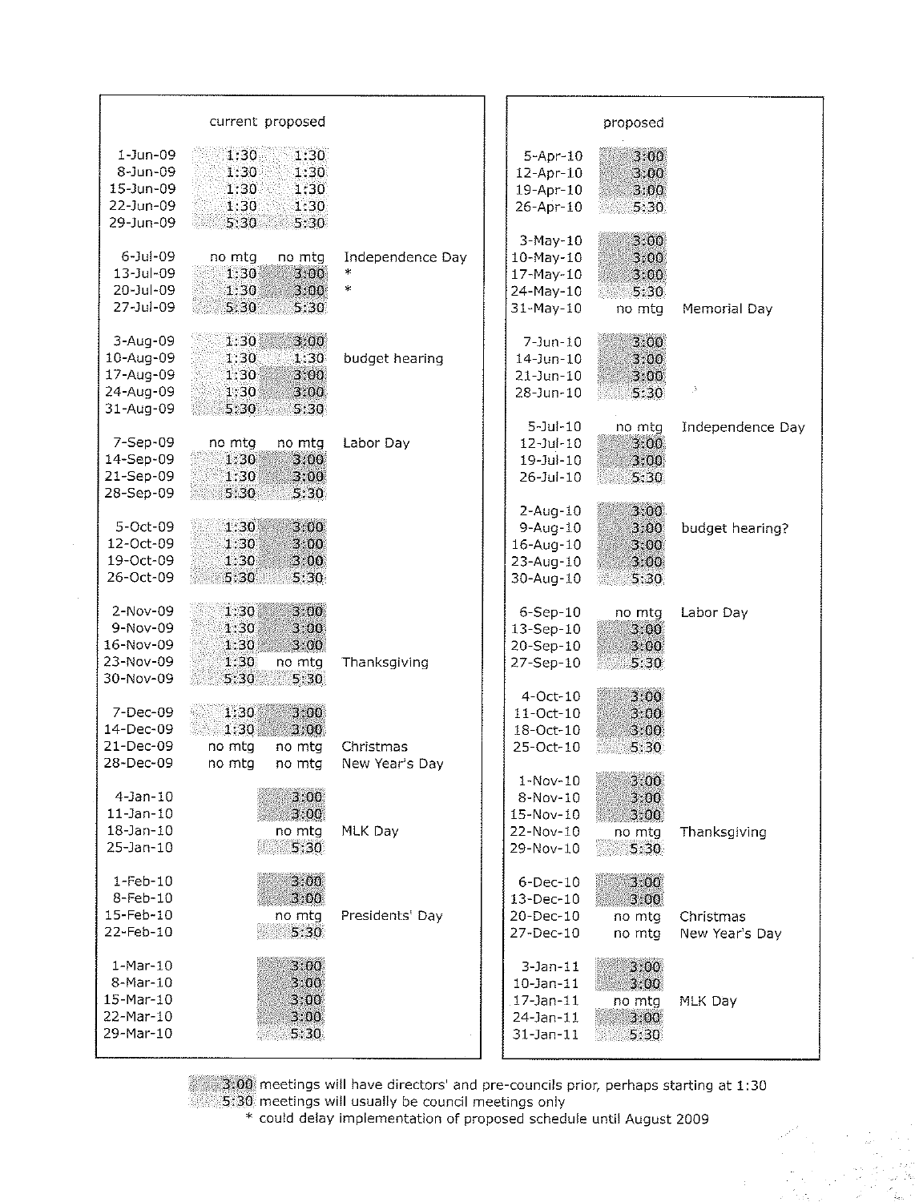| | current | proposed | |
|---|---|---|---|
| 1-Jun-09 | 1:30 | 1:30 | |
| 8-Jun-09 | 1:30 | 1:30 | |
| 15-Jun-09 | 1:30 | 1:30 | |
| 22-Jun-09 | 1:30 | 1:30 | |
| 29-Jun-09 | 5:30 | 5:30 | |
| 6-Jul-09 | no mtg | no mtg | Independence Day |
| 13-Jul-09 | 1:30 | 3:00 | * |
| 20-Jul-09 | 1:30 | 3:00 | * |
| 27-Jul-09 | 5:30 | 5:30 | |
| 3-Aug-09 | 1:30 | 3:00 | |
| 10-Aug-09 | 1:30 | 1:30 | budget hearing |
| 17-Aug-09 | 1:30 | 3:00 | |
| 24-Aug-09 | 1:30 | 3:00 | |
| 31-Aug-09 | 5:30 | 5:30 | |
| 7-Sep-09 | no mtg | no mtg | Labor Day |
| 14-Sep-09 | 1:30 | 3:00 | |
| 21-Sep-09 | 1:30 | 3:00 | |
| 28-Sep-09 | 5:30 | 5:30 | |
| 5-Oct-09 | 1:30 | 3:00 | |
| 12-Oct-09 | 1:30 | 3:00 | |
| 19-Oct-09 | 1:30 | 3:00 | |
| 26-Oct-09 | 5:30 | 5:30 | |
| 2-Nov-09 | 1:30 | 3:00 | |
| 9-Nov-09 | 1:30 | 3:00 | |
| 16-Nov-09 | 1:30 | 3:00 | |
| 23-Nov-09 | 1:30 | no mtg | Thanksgiving |
| 30-Nov-09 | 5:30 | 5:30 | |
| 7-Dec-09 | 1:30 | 3:00 | |
| 14-Dec-09 | 1:30 | 3:00 | |
| 21-Dec-09 | no mtg | no mtg | Christmas |
| 28-Dec-09 | no mtg | no mtg | New Year's Day |
| 4-Jan-10 | | 3:00 | |
| 11-Jan-10 | | 3:00 | |
| 18-Jan-10 | | no mtg | MLK Day |
| 25-Jan-10 | | 5:30 | |
| 1-Feb-10 | | 3:00 | |
| 8-Feb-10 | | 3:00 | |
| 15-Feb-10 | | no mtg | Presidents' Day |
| 22-Feb-10 | | 5:30 | |
| 1-Mar-10 | | 3:00 | |
| 8-Mar-10 | | 3:00 | |
| 15-Mar-10 | | 3:00 | |
| 22-Mar-10 | | 3:00 | |
| 29-Mar-10 | | 5:30 | |

| | proposed | |
|---|---|---|
| 5-Apr-10 | 3:00 | |
| 12-Apr-10 | 3:00 | |
| 19-Apr-10 | 3:00 | |
| 26-Apr-10 | 5:30 | |
| 3-May-10 | 3:00 | |
| 10-May-10 | 3:00 | |
| 17-May-10 | 3:00 | |
| 24-May-10 | 5:30 | |
| 31-May-10 | no mtg | Memorial Day |
| 7-Jun-10 | 3:00 | |
| 14-Jun-10 | 3:00 | |
| 21-Jun-10 | 3:00 | |
| 28-Jun-10 | 5:30 | |
| 5-Jul-10 | no mtg | Independence Day |
| 12-Jul-10 | 3:00 | |
| 19-Jul-10 | 3:00 | |
| 26-Jul-10 | 5:30 | |
| 2-Aug-10 | 3:00 | |
| 9-Aug-10 | 3:00 | budget hearing? |
| 16-Aug-10 | 3:00 | |
| 23-Aug-10 | 3:00 | |
| 30-Aug-10 | 5:30 | |
| 6-Sep-10 | no mtg | Labor Day |
| 13-Sep-10 | 3:00 | |
| 20-Sep-10 | 3:00 | |
| 27-Sep-10 | 5:30 | |
| 4-Oct-10 | 3:00 | |
| 11-Oct-10 | 3:00 | |
| 18-Oct-10 | 3:00 | |
| 25-Oct-10 | 5:30 | |
| 1-Nov-10 | 3:00 | |
| 8-Nov-10 | 3:00 | |
| 15-Nov-10 | 3:00 | |
| 22-Nov-10 | no mtg | Thanksgiving |
| 29-Nov-10 | 5:30 | |
| 6-Dec-10 | 3:00 | |
| 13-Dec-10 | 3:00 | |
| 20-Dec-10 | no mtg | Christmas |
| 27-Dec-10 | no mtg | New Year's Day |
| 3-Jan-11 | 3:00 | |
| 10-Jan-11 | 3:00 | |
| 17-Jan-11 | no mtg | MLK Day |
| 24-Jan-11 | 3:00 | |
| 31-Jan-11 | 5:30 | |

3:00 meetings will have directors' and pre-councils prior, perhaps starting at 1:30

5:30 meetings will usually be council meetings only

* could delay implementation of proposed schedule until August 2009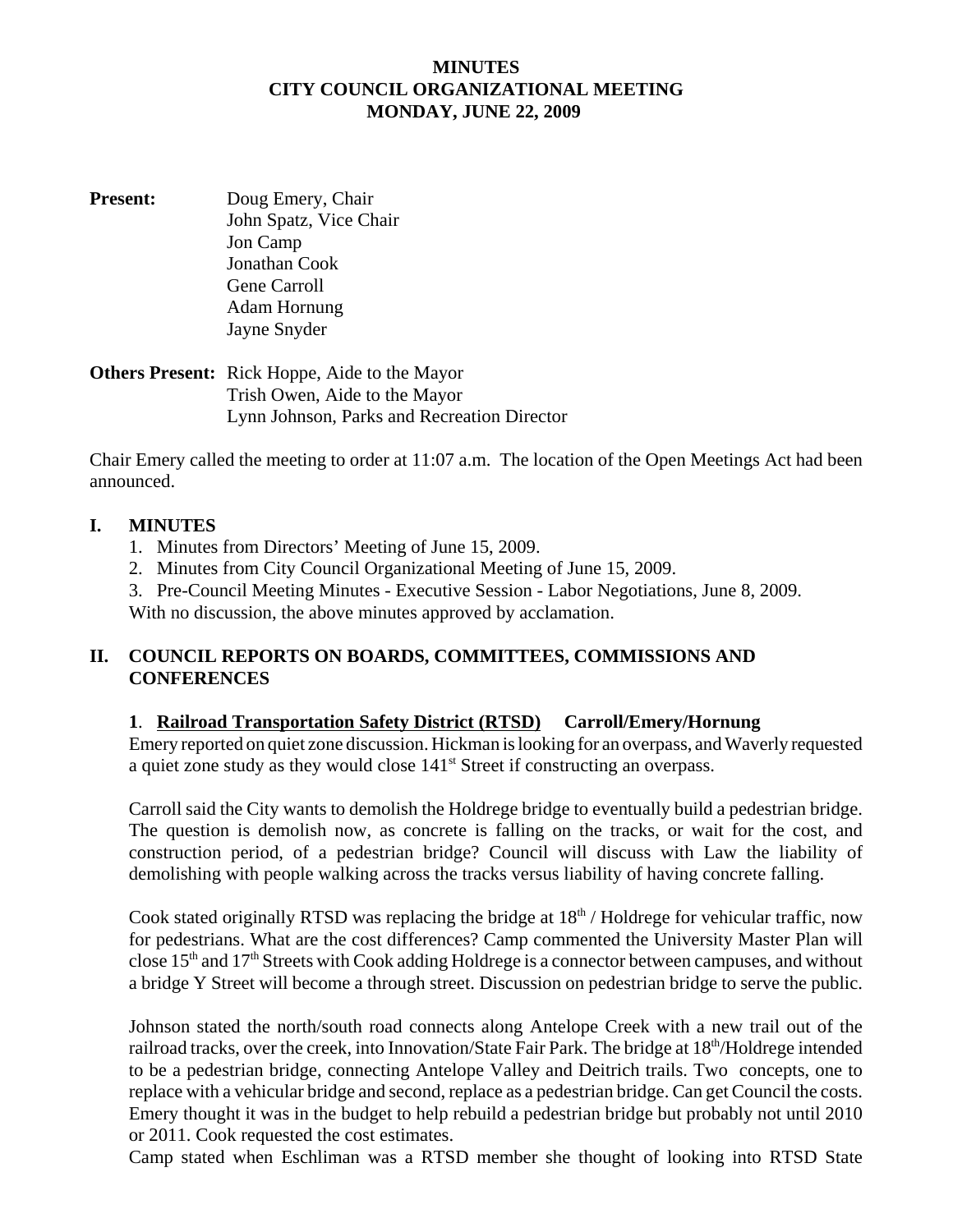**MINUTES**
**CITY COUNCIL ORGANIZATIONAL MEETING**
**MONDAY, JUNE 22, 2009**

**Present:** Doug Emery, Chair
John Spatz, Vice Chair
Jon Camp
Jonathan Cook
Gene Carroll
Adam Hornung
Jayne Snyder

**Others Present:** Rick Hoppe, Aide to the Mayor
Trish Owen, Aide to the Mayor
Lynn Johnson, Parks and Recreation Director

Chair Emery called the meeting to order at 11:07 a.m. The location of the Open Meetings Act had been announced.

## I. MINUTES

1. Minutes from Directors' Meeting of June 15, 2009.
2. Minutes from City Council Organizational Meeting of June 15, 2009.
3. Pre-Council Meeting Minutes - Executive Session - Labor Negotiations, June 8, 2009.

With no discussion, the above minutes approved by acclamation.

## II. COUNCIL REPORTS ON BOARDS, COMMITTEES, COMMISSIONS AND CONFERENCES

**1. <u>Railroad Transportation Safety District (RTSD)</u> Carroll/Emery/Hornung**

Emery reported on quiet zone discussion. Hickman is looking for an overpass, and Waverly requested a quiet zone study as they would close 141st Street if constructing an overpass.

Carroll said the City wants to demolish the Holdrege bridge to eventually build a pedestrian bridge. The question is demolish now, as concrete is falling on the tracks, or wait for the cost, and construction period, of a pedestrian bridge? Council will discuss with Law the liability of demolishing with people walking across the tracks versus liability of having concrete falling.

Cook stated originally RTSD was replacing the bridge at 18th / Holdrege for vehicular traffic, now for pedestrians. What are the cost differences? Camp commented the University Master Plan will close 15th and 17th Streets with Cook adding Holdrege is a connector between campuses, and without a bridge Y Street will become a through street. Discussion on pedestrian bridge to serve the public.

Johnson stated the north/south road connects along Antelope Creek with a new trail out of the railroad tracks, over the creek, into Innovation/State Fair Park. The bridge at 18th/Holdrege intended to be a pedestrian bridge, connecting Antelope Valley and Deitrich trails. Two concepts, one to replace with a vehicular bridge and second, replace as a pedestrian bridge. Can get Council the costs. Emery thought it was in the budget to help rebuild a pedestrian bridge but probably not until 2010 or 2011. Cook requested the cost estimates.

Camp stated when Eschliman was a RTSD member she thought of looking into RTSD State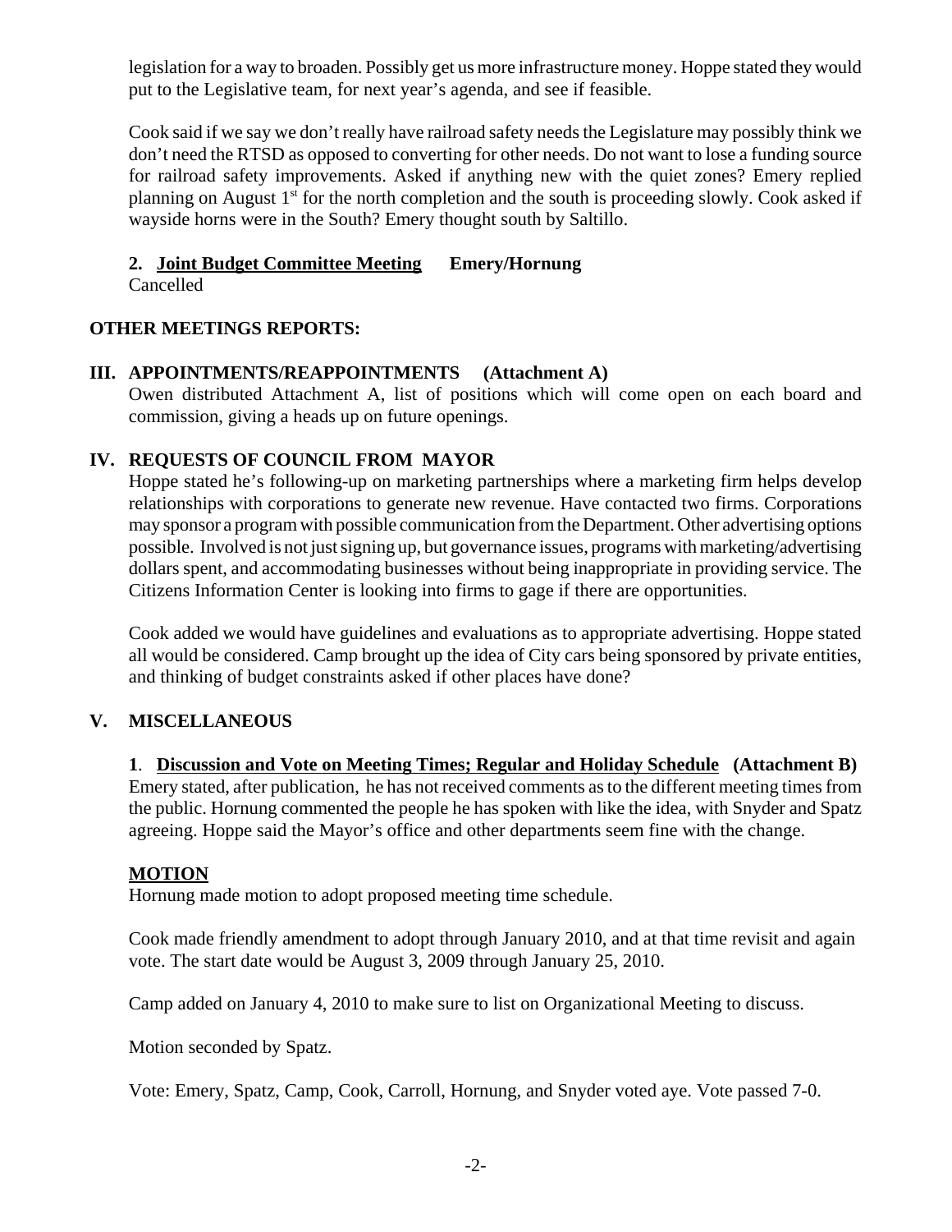legislation for a way to broaden. Possibly get us more infrastructure money. Hoppe stated they would put to the Legislative team, for next year's agenda, and see if feasible.

Cook said if we say we don't really have railroad safety needs the Legislature may possibly think we don't need the RTSD as opposed to converting for other needs. Do not want to lose a funding source for railroad safety improvements. Asked if anything new with the quiet zones? Emery replied planning on August 1st for the north completion and the south is proceeding slowly. Cook asked if wayside horns were in the South? Emery thought south by Saltillo.

**2. Joint Budget Committee Meeting    Emery/Hornung**
Cancelled

**OTHER MEETINGS REPORTS:**

## III. APPOINTMENTS/REAPPOINTMENTS    (Attachment A)

Owen distributed Attachment A, list of positions which will come open on each board and commission, giving a heads up on future openings.

## IV. REQUESTS OF COUNCIL FROM MAYOR

Hoppe stated he's following-up on marketing partnerships where a marketing firm helps develop relationships with corporations to generate new revenue. Have contacted two firms. Corporations may sponsor a program with possible communication from the Department. Other advertising options possible. Involved is not just signing up, but governance issues, programs with marketing/advertising dollars spent, and accommodating businesses without being inappropriate in providing service. The Citizens Information Center is looking into firms to gage if there are opportunities.

Cook added we would have guidelines and evaluations as to appropriate advertising. Hoppe stated all would be considered. Camp brought up the idea of City cars being sponsored by private entities, and thinking of budget constraints asked if other places have done?

## V. MISCELLANEOUS

**1. Discussion and Vote on Meeting Times; Regular and Holiday Schedule    (Attachment B)**
Emery stated, after publication, he has not received comments as to the different meeting times from the public. Hornung commented the people he has spoken with like the idea, with Snyder and Spatz agreeing. Hoppe said the Mayor's office and other departments seem fine with the change.

**MOTION**
Hornung made motion to adopt proposed meeting time schedule.

Cook made friendly amendment to adopt through January 2010, and at that time revisit and again vote. The start date would be August 3, 2009 through January 25, 2010.

Camp added on January 4, 2010 to make sure to list on Organizational Meeting to discuss.

Motion seconded by Spatz.

Vote: Emery, Spatz, Camp, Cook, Carroll, Hornung, and Snyder voted aye. Vote passed 7-0.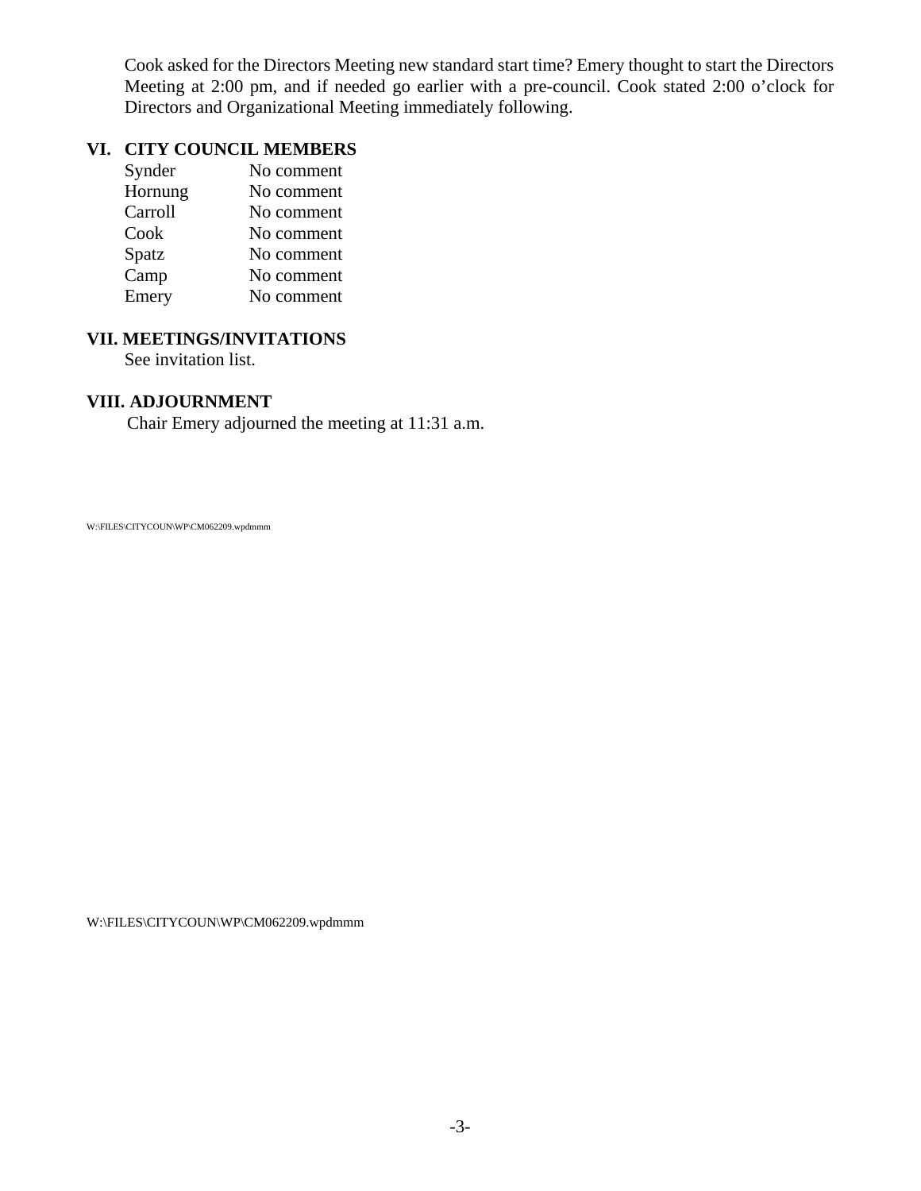Cook asked for the Directors Meeting new standard start time? Emery thought to start the Directors Meeting at 2:00 pm, and if needed go earlier with a pre-council. Cook stated 2:00 o'clock for Directors and Organizational Meeting immediately following.

## VI. CITY COUNCIL MEMBERS

| | |
|---|---|
| Synder | No comment |
| Hornung | No comment |
| Carroll | No comment |
| Cook | No comment |
| Spatz | No comment |
| Camp | No comment |
| Emery | No comment |

## VII. MEETINGS/INVITATIONS

See invitation list.

## VIII. ADJOURNMENT

Chair Emery adjourned the meeting at 11:31 a.m.

W:\FILES\CITYCOUN\WP\CM062209.wpdmmm

W:\FILES\CITYCOUN\WP\CM062209.wpdmmm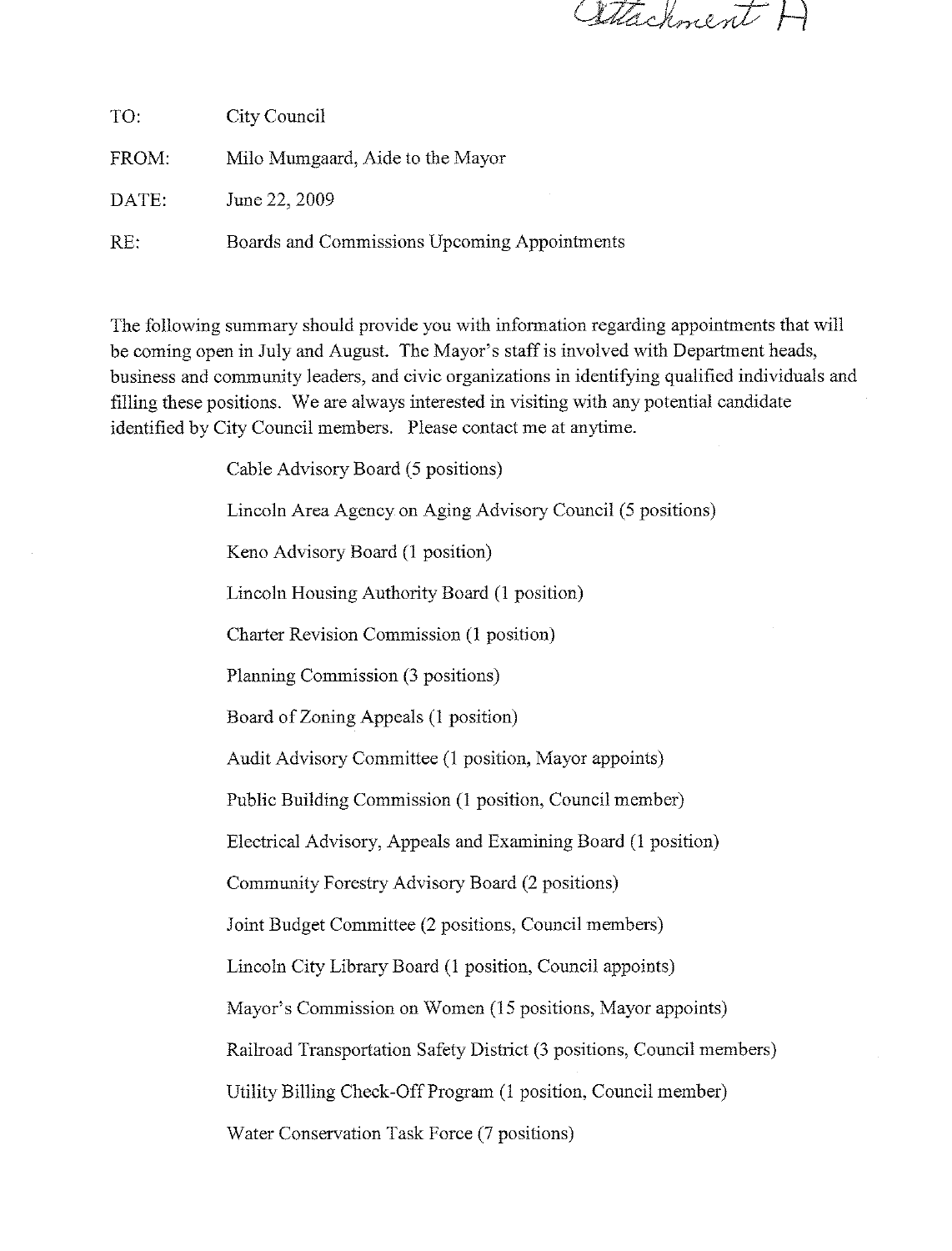Attachment A

TO: City Council

FROM: Milo Mumgaard, Aide to the Mayor

DATE: June 22, 2009

RE: Boards and Commissions Upcoming Appointments

The following summary should provide you with information regarding appointments that will be coming open in July and August. The Mayor's staff is involved with Department heads, business and community leaders, and civic organizations in identifying qualified individuals and filling these positions. We are always interested in visiting with any potential candidate identified by City Council members. Please contact me at anytime.

- Cable Advisory Board (5 positions)
- Lincoln Area Agency on Aging Advisory Council (5 positions)
- Keno Advisory Board (1 position)
- Lincoln Housing Authority Board (1 position)
- Charter Revision Commission (1 position)
- Planning Commission (3 positions)
- Board of Zoning Appeals (1 position)
- Audit Advisory Committee (1 position, Mayor appoints)
- Public Building Commission (1 position, Council member)
- Electrical Advisory, Appeals and Examining Board (1 position)
- Community Forestry Advisory Board (2 positions)
- Joint Budget Committee (2 positions, Council members)
- Lincoln City Library Board (1 position, Council appoints)
- Mayor's Commission on Women (15 positions, Mayor appoints)
- Railroad Transportation Safety District (3 positions, Council members)
- Utility Billing Check-Off Program (1 position, Council member)
- Water Conservation Task Force (7 positions)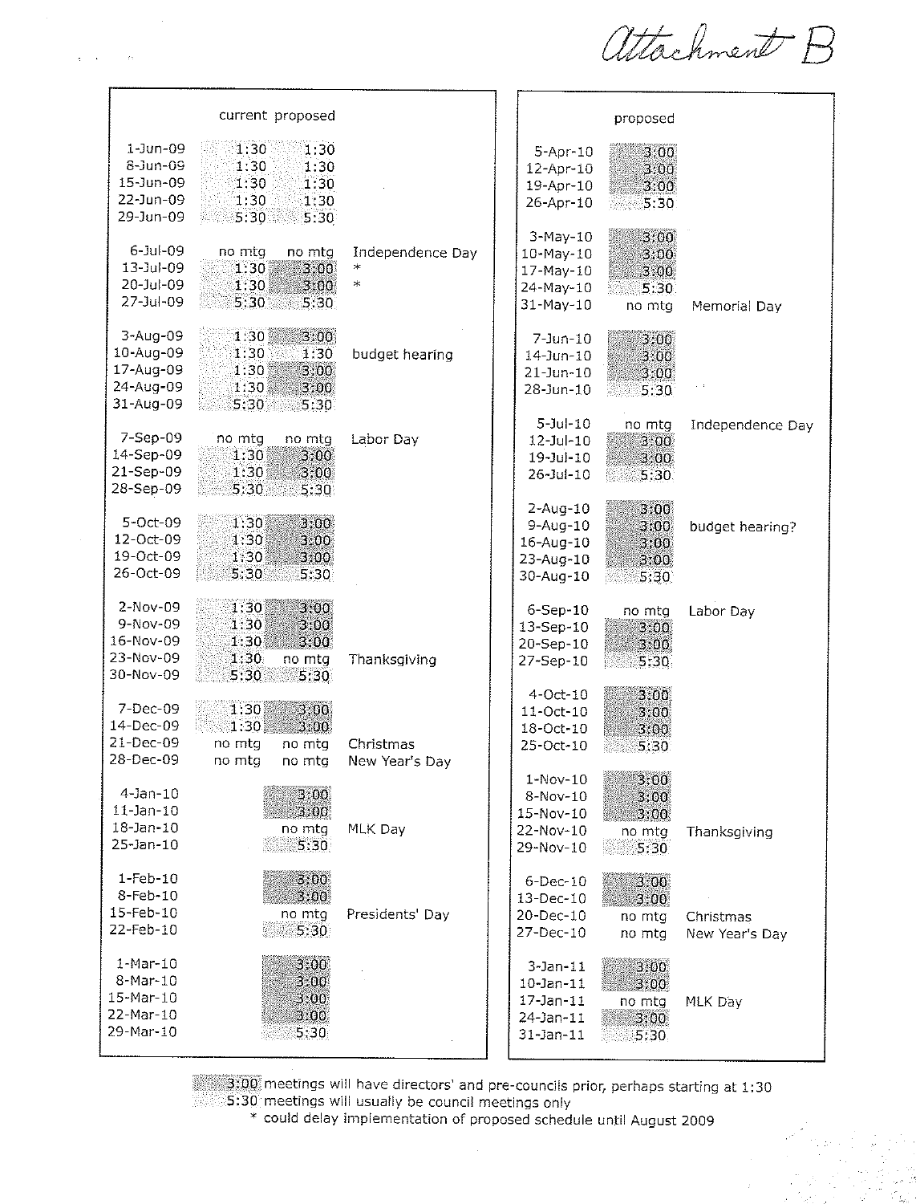# Attachment B

| | current | proposed | |
|---|---|---|---|
| 1-Jun-09 | 1:30 | 1:30 | |
| 8-Jun-09 | 1:30 | 1:30 | |
| 15-Jun-09 | 1:30 | 1:30 | |
| 22-Jun-09 | 1:30 | 1:30 | |
| 29-Jun-09 | 5:30 | 5:30 | |
| 6-Jul-09 | no mtg | no mtg | Independence Day |
| 13-Jul-09 | 1:30 | 3:00 | * |
| 20-Jul-09 | 1:30 | 3:00 | * |
| 27-Jul-09 | 5:30 | 5:30 | |
| 3-Aug-09 | 1:30 | 3:00 | |
| 10-Aug-09 | 1:30 | 1:30 | budget hearing |
| 17-Aug-09 | 1:30 | 3:00 | |
| 24-Aug-09 | 1:30 | 3:00 | |
| 31-Aug-09 | 5:30 | 5:30 | |
| 7-Sep-09 | no mtg | no mtg | Labor Day |
| 14-Sep-09 | 1:30 | 3:00 | |
| 21-Sep-09 | 1:30 | 3:00 | |
| 28-Sep-09 | 5:30 | 5:30 | |
| 5-Oct-09 | 1:30 | 3:00 | |
| 12-Oct-09 | 1:30 | 3:00 | |
| 19-Oct-09 | 1:30 | 3:00 | |
| 26-Oct-09 | 5:30 | 5:30 | |
| 2-Nov-09 | 1:30 | 3:00 | |
| 9-Nov-09 | 1:30 | 3:00 | |
| 16-Nov-09 | 1:30 | 3:00 | |
| 23-Nov-09 | 1:30 | no mtg | Thanksgiving |
| 30-Nov-09 | 5:30 | 5:30 | |
| 7-Dec-09 | 1:30 | 3:00 | |
| 14-Dec-09 | 1:30 | 3:00 | |
| 21-Dec-09 | no mtg | no mtg | Christmas |
| 28-Dec-09 | no mtg | no mtg | New Year's Day |
| 4-Jan-10 | | 3:00 | |
| 11-Jan-10 | | 3:00 | |
| 18-Jan-10 | | no mtg | MLK Day |
| 25-Jan-10 | | 5:30 | |
| 1-Feb-10 | | 3:00 | |
| 8-Feb-10 | | 3:00 | |
| 15-Feb-10 | | no mtg | Presidents' Day |
| 22-Feb-10 | | 5:30 | |
| 1-Mar-10 | | 3:00 | |
| 8-Mar-10 | | 3:00 | |
| 15-Mar-10 | | 3:00 | |
| 22-Mar-10 | | 3:00 | |
| 29-Mar-10 | | 5:30 | |

| | proposed | |
|---|---|---|
| 5-Apr-10 | 3:00 | |
| 12-Apr-10 | 3:00 | |
| 19-Apr-10 | 3:00 | |
| 26-Apr-10 | 5:30 | |
| 3-May-10 | 3:00 | |
| 10-May-10 | 3:00 | |
| 17-May-10 | 3:00 | |
| 24-May-10 | 5:30 | |
| 31-May-10 | no mtg | Memorial Day |
| 7-Jun-10 | 3:00 | |
| 14-Jun-10 | 3:00 | |
| 21-Jun-10 | 3:00 | |
| 28-Jun-10 | 5:30 | |
| 5-Jul-10 | no mtg | Independence Day |
| 12-Jul-10 | 3:00 | |
| 19-Jul-10 | 3:00 | |
| 26-Jul-10 | 5:30 | |
| 2-Aug-10 | 3:00 | |
| 9-Aug-10 | 3:00 | budget hearing? |
| 16-Aug-10 | 3:00 | |
| 23-Aug-10 | 3:00 | |
| 30-Aug-10 | 5:30 | |
| 6-Sep-10 | no mtg | Labor Day |
| 13-Sep-10 | 3:00 | |
| 20-Sep-10 | 3:00 | |
| 27-Sep-10 | 5:30 | |
| 4-Oct-10 | 3:00 | |
| 11-Oct-10 | 3:00 | |
| 18-Oct-10 | 3:00 | |
| 25-Oct-10 | 5:30 | |
| 1-Nov-10 | 3:00 | |
| 8-Nov-10 | 3:00 | |
| 15-Nov-10 | 3:00 | |
| 22-Nov-10 | no mtg | Thanksgiving |
| 29-Nov-10 | 5:30 | |
| 6-Dec-10 | 3:00 | |
| 13-Dec-10 | 3:00 | |
| 20-Dec-10 | no mtg | Christmas |
| 27-Dec-10 | no mtg | New Year's Day |
| 3-Jan-11 | 3:00 | |
| 10-Jan-11 | 3:00 | |
| 17-Jan-11 | no mtg | MLK Day |
| 24-Jan-11 | 3:00 | |
| 31-Jan-11 | 5:30 | |

3:00 meetings will have directors' and pre-councils prior, perhaps starting at 1:30

5:30 meetings will usually be council meetings only

* could delay implementation of proposed schedule until August 2009